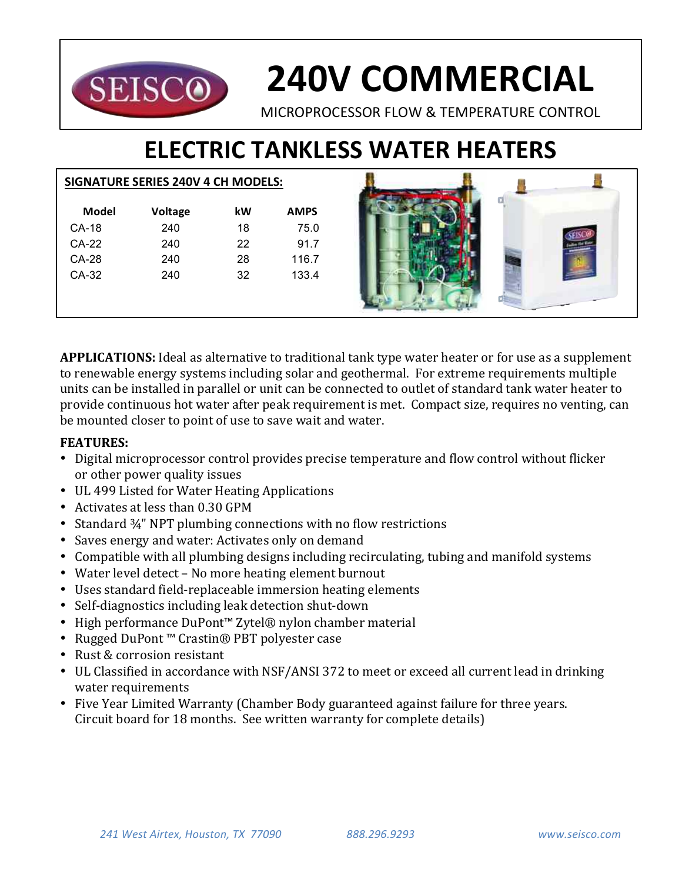# 240V COMMERCIAL

MICROPROCESSOR FLOW & TEMPERATURE CONTROL

## ELECTRIC TANKLESS WATER HEATERS

**SIGNATURE SERIES 240V 4 CH MODELS:**

| Model | Voltage | kW | AMPS |
|---|---|---|---|
| CA-18 | 240 | 18 | 75.0 |
| CA-22 | 240 | 22 | 91.7 |
| CA-28 | 240 | 28 | 116.7 |
| CA-32 | 240 | 32 | 133.4 |

**APPLICATIONS:** Ideal as alternative to traditional tank type water heater or for use as a supplement to renewable energy systems including solar and geothermal. For extreme requirements multiple units can be installed in parallel or unit can be connected to outlet of standard tank water heater to provide continuous hot water after peak requirement is met. Compact size, requires no venting, can be mounted closer to point of use to save wait and water.

**FEATURES:**

- Digital microprocessor control provides precise temperature and flow control without flicker or other power quality issues
- UL 499 Listed for Water Heating Applications
- Activates at less than 0.30 GPM
- Standard ¾" NPT plumbing connections with no flow restrictions
- Saves energy and water: Activates only on demand
- Compatible with all plumbing designs including recirculating, tubing and manifold systems
- Water level detect – No more heating element burnout
- Uses standard field-replaceable immersion heating elements
- Self-diagnostics including leak detection shut-down
- High performance DuPont™ Zytel® nylon chamber material
- Rugged DuPont ™ Crastin® PBT polyester case
- Rust & corrosion resistant
- UL Classified in accordance with NSF/ANSI 372 to meet or exceed all current lead in drinking water requirements
- Five Year Limited Warranty (Chamber Body guaranteed against failure for three years. Circuit board for 18 months. See written warranty for complete details)

*241 West Airtex, Houston, TX 77090* *888.296.9293* *www.seisco.com*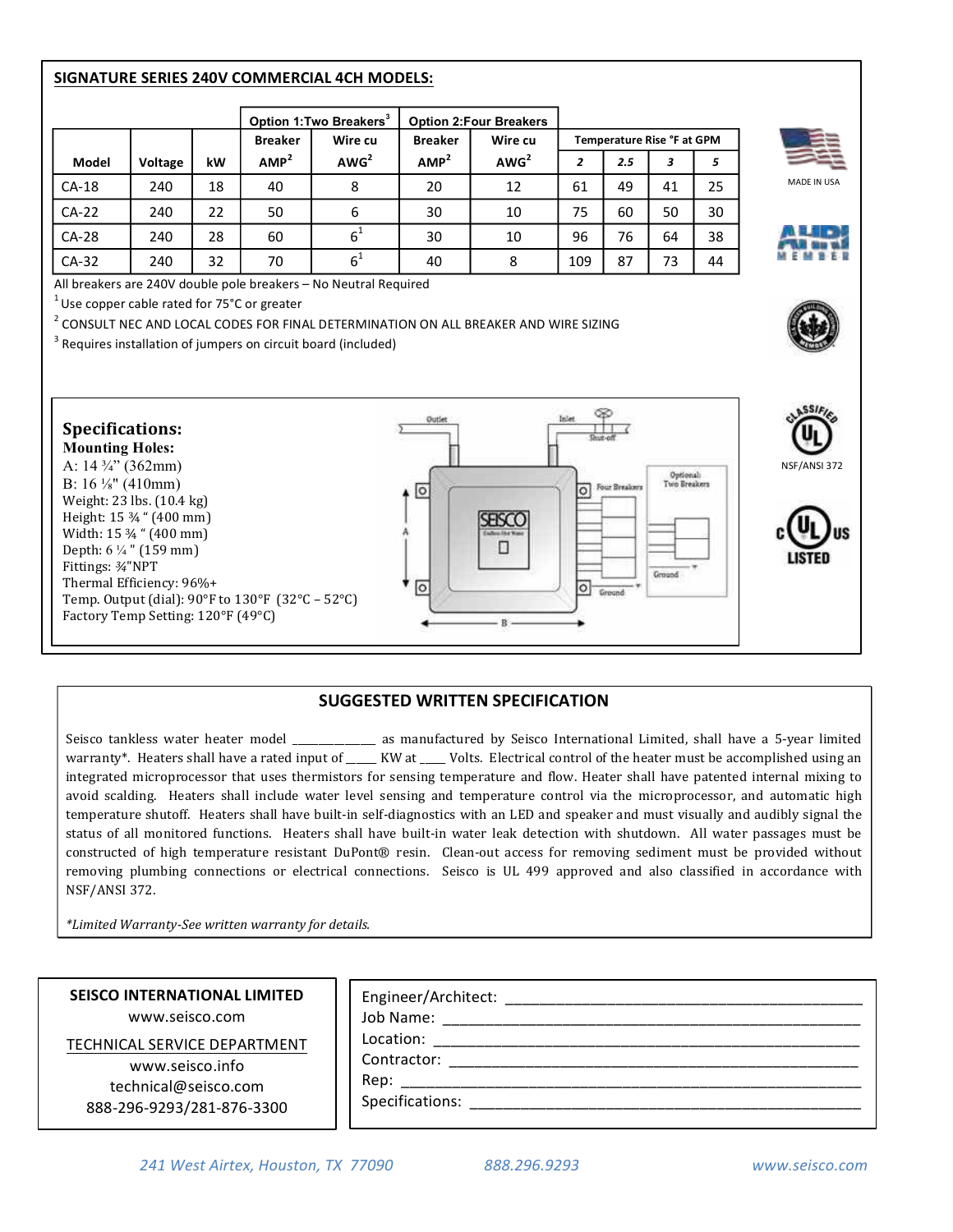## SIGNATURE SERIES 240V COMMERCIAL 4CH MODELS:

| Model | Voltage | kW | Option 1: Two Breakers[3] | | Option 2: Four Breakers | | Temperature Rise °F at GPM | | | |
|---|---|---|---|---|---|---|---|---|---|---|
| | | | Breaker AMP[2] | Wire cu AWG[2] | Breaker AMP[2] | Wire cu AWG[2] | 2 | 2.5 | 3 | 5 |
| CA-18 | 240 | 18 | 40 | 8 | 20 | 12 | 61 | 49 | 41 | 25 |
| CA-22 | 240 | 22 | 50 | 6 | 30 | 10 | 75 | 60 | 50 | 30 |
| CA-28 | 240 | 28 | 60 | 6[1] | 30 | 10 | 96 | 76 | 64 | 38 |
| CA-32 | 240 | 32 | 70 | 6[1] | 40 | 8 | 109 | 87 | 73 | 44 |

All breakers are 240V double pole breakers – No Neutral Required

[1] Use copper cable rated for 75°C or greater

[2] CONSULT NEC AND LOCAL CODES FOR FINAL DETERMINATION ON ALL BREAKER AND WIRE SIZING

[3] Requires installation of jumpers on circuit board (included)

MADE IN USA

NSF/ANSI 372

### Specifications:

**Mounting Holes:**

A: 14 ¾" (362mm)
B: 16 ⅛" (410mm)
Weight: 23 lbs. (10.4 kg)
Height: 15 ¾ " (400 mm)
Width: 15 ¾ " (400 mm)
Depth: 6 ¼ " (159 mm)
Fittings: ¾"NPT
Thermal Efficiency: 96%+
Temp. Output (dial): 90°F to 130°F (32°C – 52°C)
Factory Temp Setting: 120°F (49°C)

Outlet
Inlet
Shut-off
Four Breakers
Optional: Two Breakers
Ground
Ground
A
B

## SUGGESTED WRITTEN SPECIFICATION

Seisco tankless water heater model ______________ as manufactured by Seisco International Limited, shall have a 5-year limited warranty*. Heaters shall have a rated input of _____ KW at ____ Volts. Electrical control of the heater must be accomplished using an integrated microprocessor that uses thermistors for sensing temperature and flow. Heater shall have patented internal mixing to avoid scalding. Heaters shall include water level sensing and temperature control via the microprocessor, and automatic high temperature shutoff. Heaters shall have built-in self-diagnostics with an LED and speaker and must visually and audibly signal the status of all monitored functions. Heaters shall have built-in water leak detection with shutdown. All water passages must be constructed of high temperature resistant DuPont® resin. Clean-out access for removing sediment must be provided without removing plumbing connections or electrical connections. Seisco is UL 499 approved and also classified in accordance with NSF/ANSI 372.

*\*Limited Warranty-See written warranty for details.*

**SEISCO INTERNATIONAL LIMITED**
www.seisco.com

TECHNICAL SERVICE DEPARTMENT
www.seisco.info
technical@seisco.com
888-296-9293/281-876-3300

Engineer/Architect: ____________________________________________
Job Name: ____________________________________________
Location: ____________________________________________
Contractor: ____________________________________________
Rep: ____________________________________________
Specifications: ____________________________________________

*241 West Airtex, Houston, TX 77090* *888.296.9293* *www.seisco.com*